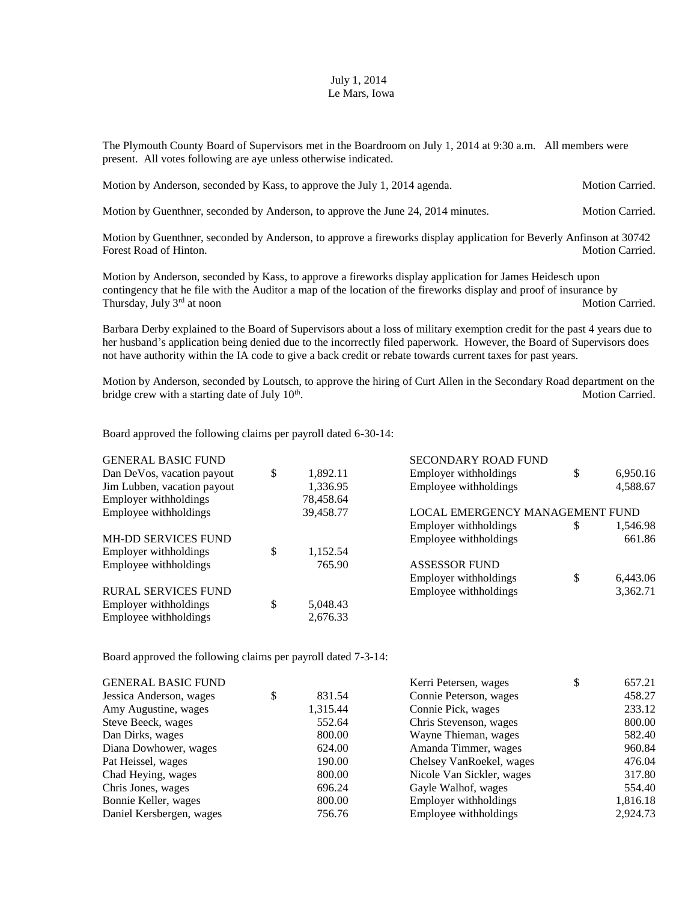July 1, 2014
Le Mars, Iowa

The Plymouth County Board of Supervisors met in the Boardroom on July 1, 2014 at 9:30 a.m. All members were present. All votes following are aye unless otherwise indicated.

Motion by Anderson, seconded by Kass, to approve the July 1, 2014 agenda. Motion Carried.

Motion by Guenthner, seconded by Anderson, to approve the June 24, 2014 minutes. Motion Carried.

Motion by Guenthner, seconded by Anderson, to approve a fireworks display application for Beverly Anfinson at 30742 Forest Road of Hinton. Motion Carried.

Motion by Anderson, seconded by Kass, to approve a fireworks display application for James Heidesch upon contingency that he file with the Auditor a map of the location of the fireworks display and proof of insurance by Thursday, July 3rd at noon Motion Carried.

Barbara Derby explained to the Board of Supervisors about a loss of military exemption credit for the past 4 years due to her husband's application being denied due to the incorrectly filed paperwork. However, the Board of Supervisors does not have authority within the IA code to give a back credit or rebate towards current taxes for past years.

Motion by Anderson, seconded by Loutsch, to approve the hiring of Curt Allen in the Secondary Road department on the bridge crew with a starting date of July 10th. Motion Carried.

Board approved the following claims per payroll dated 6-30-14:

| | |
|---|---|
| **GENERAL BASIC FUND** | |
| Dan DeVos, vacation payout | $ 1,892.11 |
| Jim Lubben, vacation payout | 1,336.95 |
| Employer withholdings | 78,458.64 |
| Employee withholdings | 39,458.77 |
| **MH-DD SERVICES FUND** | |
| Employer withholdings | $ 1,152.54 |
| Employee withholdings | 765.90 |
| **RURAL SERVICES FUND** | |
| Employer withholdings | $ 5,048.43 |
| Employee withholdings | 2,676.33 |
| **SECONDARY ROAD FUND** | |
| Employer withholdings | $ 6,950.16 |
| Employee withholdings | 4,588.67 |
| **LOCAL EMERGENCY MANAGEMENT FUND** | |
| Employer withholdings | $ 1,546.98 |
| Employee withholdings | 661.86 |
| **ASSESSOR FUND** | |
| Employer withholdings | $ 6,443.06 |
| Employee withholdings | 3,362.71 |

Board approved the following claims per payroll dated 7-3-14:

| | |
|---|---|
| **GENERAL BASIC FUND** | |
| Jessica Anderson, wages | $ 831.54 |
| Amy Augustine, wages | 1,315.44 |
| Steve Beeck, wages | 552.64 |
| Dan Dirks, wages | 800.00 |
| Diana Dowhower, wages | 624.00 |
| Pat Heissel, wages | 190.00 |
| Chad Heying, wages | 800.00 |
| Chris Jones, wages | 696.24 |
| Bonnie Keller, wages | 800.00 |
| Daniel Kersbergen, wages | 756.76 |
| Kerri Petersen, wages | $ 657.21 |
| Connie Peterson, wages | 458.27 |
| Connie Pick, wages | 233.12 |
| Chris Stevenson, wages | 800.00 |
| Wayne Thieman, wages | 582.40 |
| Amanda Timmer, wages | 960.84 |
| Chelsey VanRoekel, wages | 476.04 |
| Nicole Van Sickler, wages | 317.80 |
| Gayle Walhof, wages | 554.40 |
| Employer withholdings | 1,816.18 |
| Employee withholdings | 2,924.73 |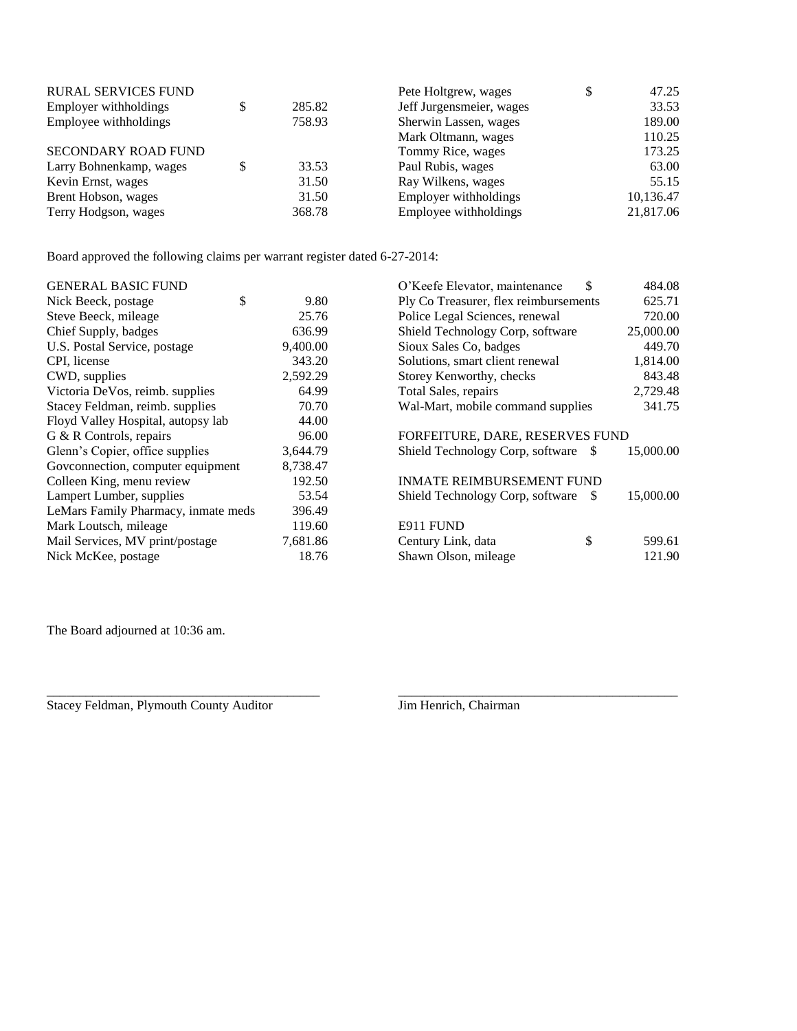RURAL SERVICES FUND

| | | |
|---|---|---|
| Employer withholdings | $ | 285.82 |
| Employee withholdings | | 758.93 |

SECONDARY ROAD FUND

| | | |
|---|---|---|
| Larry Bohnenkamp, wages | $ | 33.53 |
| Kevin Ernst, wages | | 31.50 |
| Brent Hobson, wages | | 31.50 |
| Terry Hodgson, wages | | 368.78 |
| Pete Holtgrew, wages | $ | 47.25 |
| Jeff Jurgensmeier, wages | | 33.53 |
| Sherwin Lassen, wages | | 189.00 |
| Mark Oltmann, wages | | 110.25 |
| Tommy Rice, wages | | 173.25 |
| Paul Rubis, wages | | 63.00 |
| Ray Wilkens, wages | | 55.15 |
| Employer withholdings | | 10,136.47 |
| Employee withholdings | | 21,817.06 |

Board approved the following claims per warrant register dated 6-27-2014:

GENERAL BASIC FUND

| | | |
|---|---|---|
| Nick Beeck, postage | $ | 9.80 |
| Steve Beeck, mileage | | 25.76 |
| Chief Supply, badges | | 636.99 |
| U.S. Postal Service, postage | | 9,400.00 |
| CPI, license | | 343.20 |
| CWD, supplies | | 2,592.29 |
| Victoria DeVos, reimb. supplies | | 64.99 |
| Stacey Feldman, reimb. supplies | | 70.70 |
| Floyd Valley Hospital, autopsy lab | | 44.00 |
| G & R Controls, repairs | | 96.00 |
| Glenn's Copier, office supplies | | 3,644.79 |
| Govconnection, computer equipment | | 8,738.47 |
| Colleen King, menu review | | 192.50 |
| Lampert Lumber, supplies | | 53.54 |
| LeMars Family Pharmacy, inmate meds | | 396.49 |
| Mark Loutsch, mileage | | 119.60 |
| Mail Services, MV print/postage | | 7,681.86 |
| Nick McKee, postage | | 18.76 |
| O'Keefe Elevator, maintenance | $ | 484.08 |
| Ply Co Treasurer, flex reimbursements | | 625.71 |
| Police Legal Sciences, renewal | | 720.00 |
| Shield Technology Corp, software | | 25,000.00 |
| Sioux Sales Co, badges | | 449.70 |
| Solutions, smart client renewal | | 1,814.00 |
| Storey Kenworthy, checks | | 843.48 |
| Total Sales, repairs | | 2,729.48 |
| Wal-Mart, mobile command supplies | | 341.75 |

FORFEITURE, DARE, RESERVES FUND

| | | |
|---|---|---|
| Shield Technology Corp, software | $ | 15,000.00 |

INMATE REIMBURSEMENT FUND

| | | |
|---|---|---|
| Shield Technology Corp, software | $ | 15,000.00 |

E911 FUND

| | | |
|---|---|---|
| Century Link, data | $ | 599.61 |
| Shawn Olson, mileage | | 121.90 |

The Board adjourned at 10:36 am.

\_\_\_\_\_\_\_\_\_\_\_\_\_\_\_\_\_\_\_\_\_\_\_\_\_\_\_\_\_\_\_\_\_\_\_\_\_\_\_\_
Stacey Feldman, Plymouth County Auditor

\_\_\_\_\_\_\_\_\_\_\_\_\_\_\_\_\_\_\_\_\_\_\_\_\_\_\_\_\_\_\_\_\_\_\_\_\_\_\_\_
Jim Henrich, Chairman